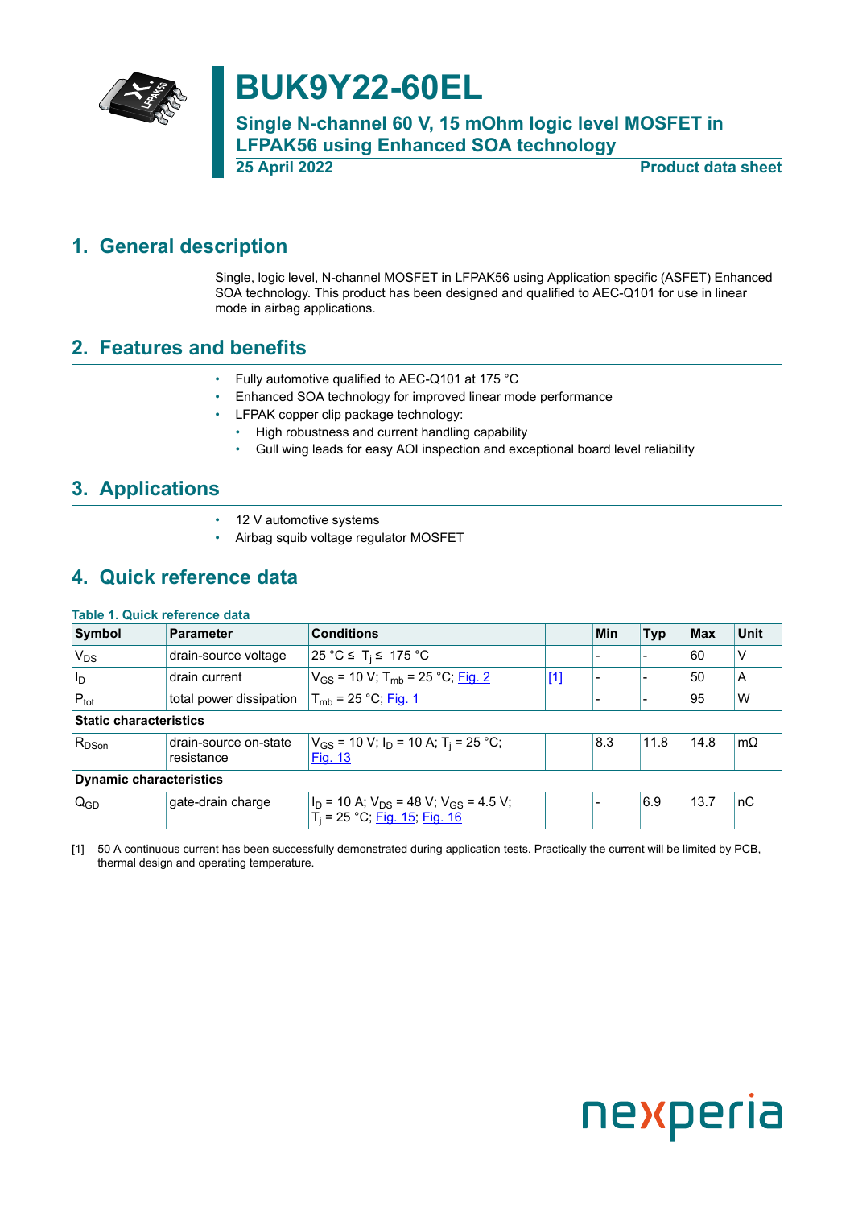# BUK9Y22-60EL

## Single N-channel 60 V, 15 mOhm logic level MOSFET in LFPAK56 using Enhanced SOA technology

**25 April 2022** **Product data sheet**

## 1. General description

Single, logic level, N-channel MOSFET in LFPAK56 using Application specific (ASFET) Enhanced SOA technology. This product has been designed and qualified to AEC-Q101 for use in linear mode in airbag applications.

## 2. Features and benefits

- Fully automotive qualified to AEC-Q101 at 175 °C
- Enhanced SOA technology for improved linear mode performance
- LFPAK copper clip package technology:
  - High robustness and current handling capability
  - Gull wing leads for easy AOI inspection and exceptional board level reliability

## 3. Applications

- 12 V automotive systems
- Airbag squib voltage regulator MOSFET

## 4. Quick reference data

**Table 1. Quick reference data**

| Symbol | Parameter | Conditions | | Min | Typ | Max | Unit |
|---|---|---|---|---|---|---|---|
| $V_{DS}$ | drain-source voltage | 25 °C ≤ $T_j$ ≤ 175 °C | | - | - | 60 | V |
| $I_D$ | drain current | $V_{GS}$ = 10 V; $T_{mb}$ = 25 °C; Fig. 2 | [1] | - | - | 50 | A |
| $P_{tot}$ | total power dissipation | $T_{mb}$ = 25 °C; Fig. 1 | | - | - | 95 | W |
| **Static characteristics** | | | | | | | |
| $R_{DSon}$ | drain-source on-state resistance | $V_{GS}$ = 10 V; $I_D$ = 10 A; $T_j$ = 25 °C; Fig. 13 | | 8.3 | 11.8 | 14.8 | mΩ |
| **Dynamic characteristics** | | | | | | | |
| $Q_{GD}$ | gate-drain charge | $I_D$ = 10 A; $V_{DS}$ = 48 V; $V_{GS}$ = 4.5 V; $T_j$ = 25 °C; Fig. 15; Fig. 16 | | - | 6.9 | 13.7 | nC |

[1] 50 A continuous current has been successfully demonstrated during application tests. Practically the current will be limited by PCB, thermal design and operating temperature.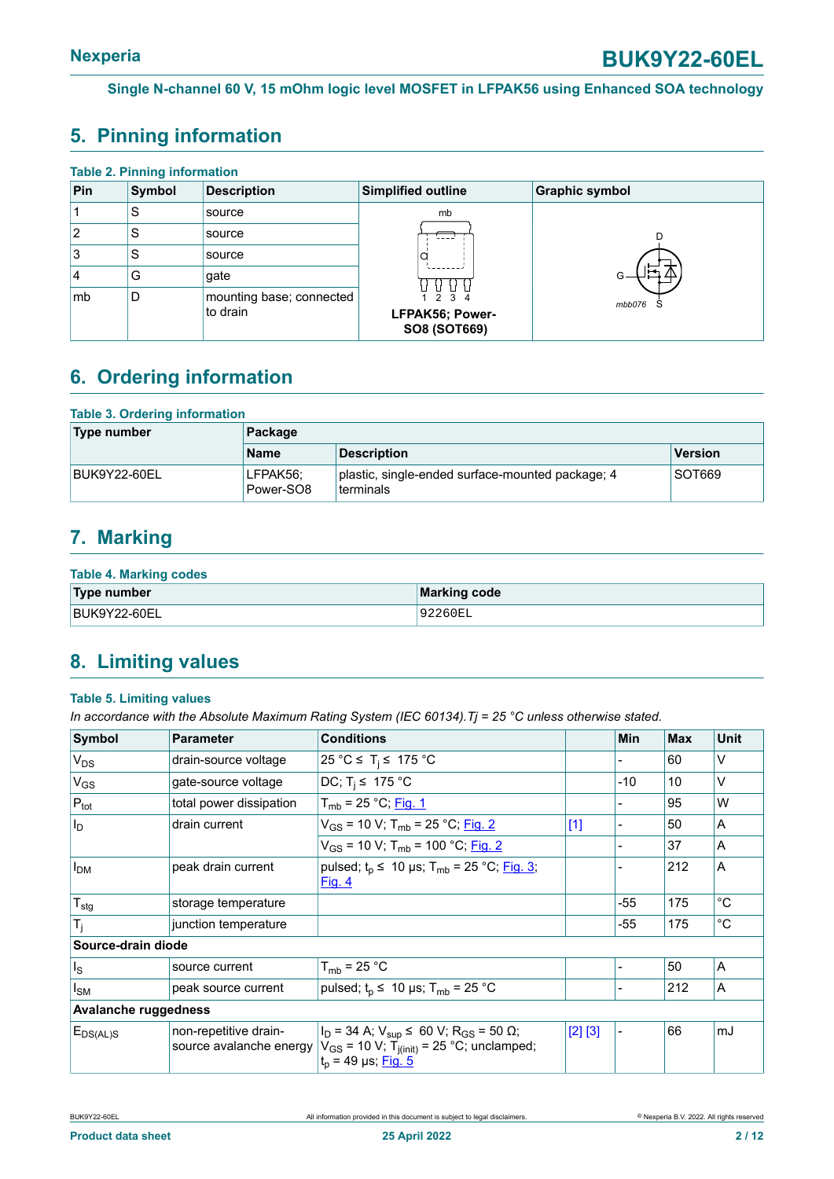## 5. Pinning information

**Table 2. Pinning information**

| Pin | Symbol | Description | Simplified outline | Graphic symbol |
|---|---|---|---|---|
| 1 | S | source | LFPAK56; Power-SO8 (SOT669) | mbb076 |
| 2 | S | source | | |
| 3 | S | source | | |
| 4 | G | gate | | |
| mb | D | mounting base; connected to drain | | |

## 6. Ordering information

**Table 3. Ordering information**

| Type number | Package | | |
|---|---|---|---|
| | Name | Description | Version |
| BUK9Y22-60EL | LFPAK56; Power-SO8 | plastic, single-ended surface-mounted package; 4 terminals | SOT669 |

## 7. Marking

**Table 4. Marking codes**

| Type number | Marking code |
|---|---|
| BUK9Y22-60EL | 92260EL |

## 8. Limiting values

**Table 5. Limiting values**

*In accordance with the Absolute Maximum Rating System (IEC 60134).Tj = 25 °C unless otherwise stated.*

| Symbol | Parameter | Conditions | | Min | Max | Unit |
|---|---|---|---|---|---|---|
| $V_{DS}$ | drain-source voltage | 25 °C ≤ $T_j$ ≤ 175 °C | | - | 60 | V |
| $V_{GS}$ | gate-source voltage | DC; $T_j$ ≤ 175 °C | | -10 | 10 | V |
| $P_{tot}$ | total power dissipation | $T_{mb}$ = 25 °C; Fig. 1 | | - | 95 | W |
| $I_D$ | drain current | $V_{GS}$ = 10 V; $T_{mb}$ = 25 °C; Fig. 2 | [1] | - | 50 | A |
| | | $V_{GS}$ = 10 V; $T_{mb}$ = 100 °C; Fig. 2 | | - | 37 | A |
| $I_{DM}$ | peak drain current | pulsed; $t_p$ ≤ 10 µs; $T_{mb}$ = 25 °C; Fig. 3; Fig. 4 | | - | 212 | A |
| $T_{stg}$ | storage temperature | | | -55 | 175 | °C |
| $T_j$ | junction temperature | | | -55 | 175 | °C |
| **Source-drain diode** | | | | | | |
| $I_S$ | source current | $T_{mb}$ = 25 °C | | - | 50 | A |
| $I_{SM}$ | peak source current | pulsed; $t_p$ ≤ 10 µs; $T_{mb}$ = 25 °C | | - | 212 | A |
| **Avalanche ruggedness** | | | | | | |
| $E_{DS(AL)S}$ | non-repetitive drain-source avalanche energy | $I_D$ = 34 A; $V_{sup}$ ≤ 60 V; $R_{GS}$ = 50 Ω; $V_{GS}$ = 10 V; $T_{j(init)}$ = 25 °C; unclamped; $t_p$ = 49 µs; Fig. 5 | [2] [3] | - | 66 | mJ |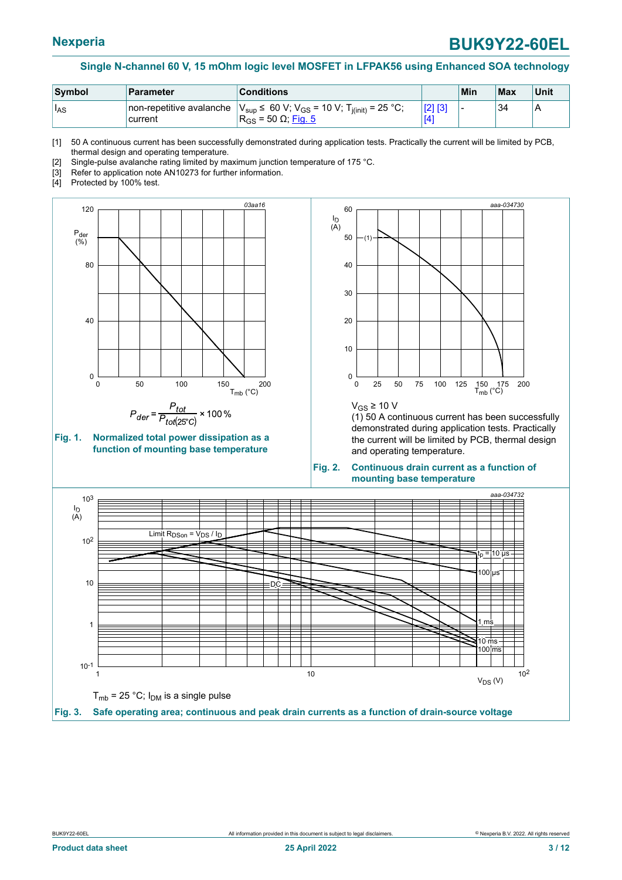| Symbol | Parameter | Conditions | | Min | Max | Unit |
|---|---|---|---|---|---|---|
| $I_{AS}$ | non-repetitive avalanche current | $V_{sup} \leq$ 60 V; $V_{GS}$ = 10 V; $T_{j(init)}$ = 25 °C; $R_{GS}$ = 50 Ω; Fig. 5 | [2] [3] [4] | - | 34 | A |

[1] 50 A continuous current has been successfully demonstrated during application tests. Practically the current will be limited by PCB, thermal design and operating temperature.

[2] Single-pulse avalanche rating limited by maximum junction temperature of 175 °C.

[3] Refer to application note AN10273 for further information.

[4] Protected by 100% test.

$$P_{der} = \frac{P_{tot}}{P_{tot(25°C)}} \times 100\,\%$$

**Fig. 1. Normalized total power dissipation as a function of mounting base temperature**

$V_{GS} \geq$ 10 V

(1) 50 A continuous current has been successfully demonstrated during application tests. Practically the current will be limited by PCB, thermal design and operating temperature.

**Fig. 2. Continuous drain current as a function of mounting base temperature**

$T_{mb}$ = 25 °C; $I_{DM}$ is a single pulse

**Fig. 3. Safe operating area; continuous and peak drain currents as a function of drain-source voltage**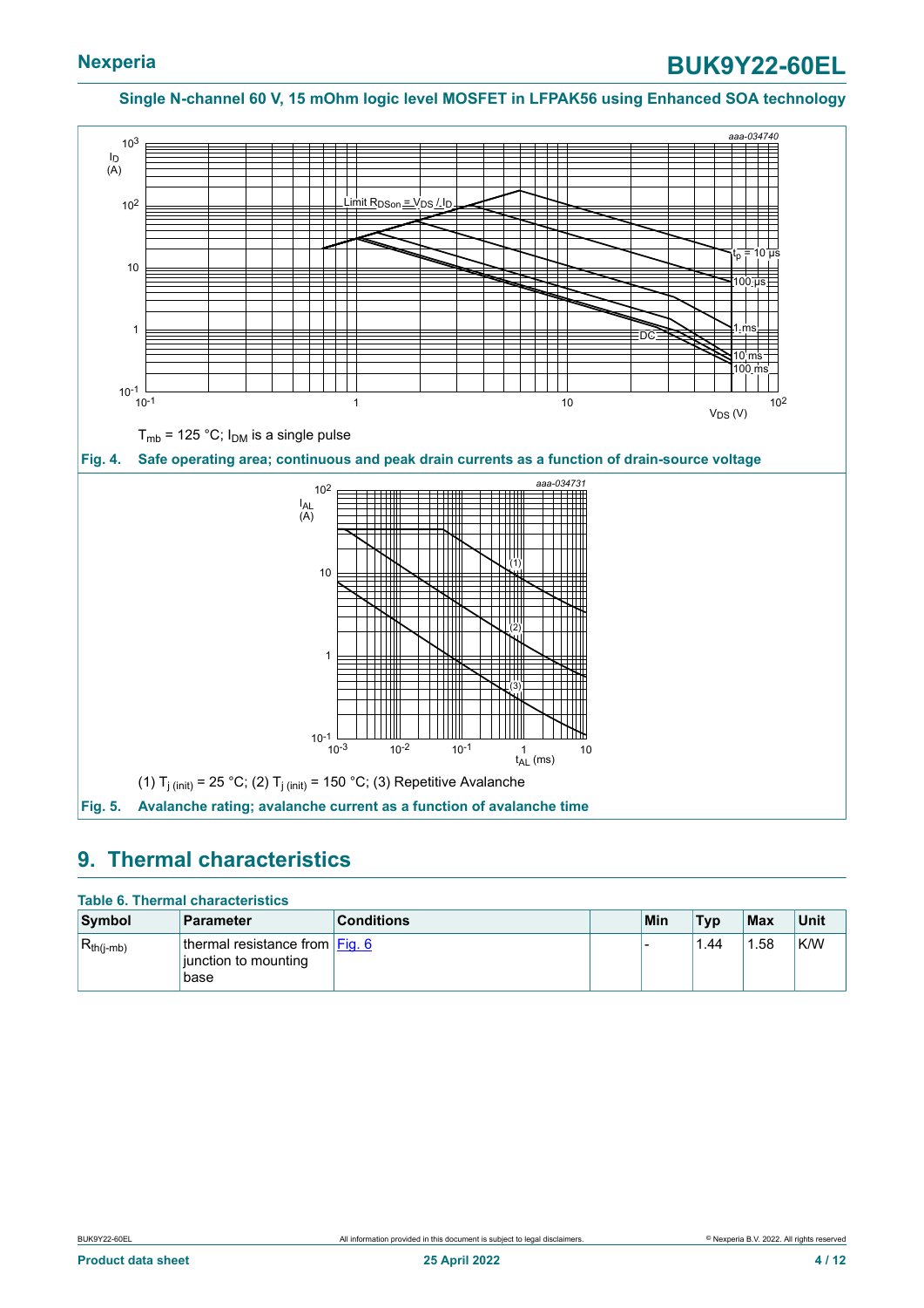$T_{mb}$ = 125 °C; $I_{DM}$ is a single pulse

**Fig. 4. Safe operating area; continuous and peak drain currents as a function of drain-source voltage**

(1) $T_{j\,(init)}$ = 25 °C; (2) $T_{j\,(init)}$ = 150 °C; (3) Repetitive Avalanche

**Fig. 5. Avalanche rating; avalanche current as a function of avalanche time**

## 9. Thermal characteristics

**Table 6. Thermal characteristics**

| Symbol | Parameter | Conditions | | Min | Typ | Max | Unit |
|---|---|---|---|---|---|---|---|
| $R_{th(j-mb)}$ | thermal resistance from junction to mounting base | Fig. 6 | | - | 1.44 | 1.58 | K/W |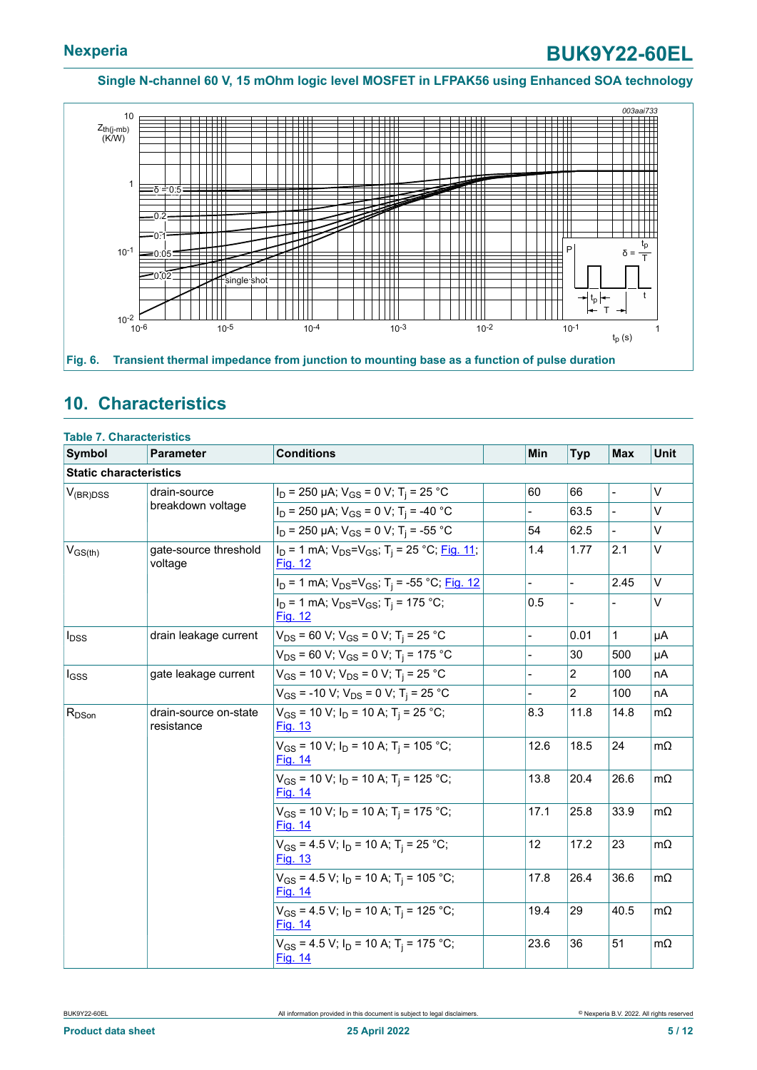Single N-channel 60 V, 15 mOhm logic level MOSFET in LFPAK56 using Enhanced SOA technology

Fig. 6. Transient thermal impedance from junction to mounting base as a function of pulse duration

## 10. Characteristics

**Table 7. Characteristics**

| Symbol | Parameter | Conditions | Min | Typ | Max | Unit |
|---|---|---|---|---|---|---|
| **Static characteristics** | | | | | | |
| $V_{(BR)DSS}$ | drain-source breakdown voltage | $I_D$ = 250 µA; $V_{GS}$ = 0 V; $T_j$ = 25 °C | 60 | 66 | - | V |
| | | $I_D$ = 250 µA; $V_{GS}$ = 0 V; $T_j$ = -40 °C | - | 63.5 | - | V |
| | | $I_D$ = 250 µA; $V_{GS}$ = 0 V; $T_j$ = -55 °C | 54 | 62.5 | - | V |
| $V_{GS(th)}$ | gate-source threshold voltage | $I_D$ = 1 mA; $V_{DS}$=$V_{GS}$; $T_j$ = 25 °C; Fig. 11; Fig. 12 | 1.4 | 1.77 | 2.1 | V |
| | | $I_D$ = 1 mA; $V_{DS}$=$V_{GS}$; $T_j$ = -55 °C; Fig. 12 | - | - | 2.45 | V |
| | | $I_D$ = 1 mA; $V_{DS}$=$V_{GS}$; $T_j$ = 175 °C; Fig. 12 | 0.5 | - | - | V |
| $I_{DSS}$ | drain leakage current | $V_{DS}$ = 60 V; $V_{GS}$ = 0 V; $T_j$ = 25 °C | - | 0.01 | 1 | µA |
| | | $V_{DS}$ = 60 V; $V_{GS}$ = 0 V; $T_j$ = 175 °C | - | 30 | 500 | µA |
| $I_{GSS}$ | gate leakage current | $V_{GS}$ = 10 V; $V_{DS}$ = 0 V; $T_j$ = 25 °C | - | 2 | 100 | nA |
| | | $V_{GS}$ = -10 V; $V_{DS}$ = 0 V; $T_j$ = 25 °C | - | 2 | 100 | nA |
| $R_{DSon}$ | drain-source on-state resistance | $V_{GS}$ = 10 V; $I_D$ = 10 A; $T_j$ = 25 °C; Fig. 13 | 8.3 | 11.8 | 14.8 | mΩ |
| | | $V_{GS}$ = 10 V; $I_D$ = 10 A; $T_j$ = 105 °C; Fig. 14 | 12.6 | 18.5 | 24 | mΩ |
| | | $V_{GS}$ = 10 V; $I_D$ = 10 A; $T_j$ = 125 °C; Fig. 14 | 13.8 | 20.4 | 26.6 | mΩ |
| | | $V_{GS}$ = 10 V; $I_D$ = 10 A; $T_j$ = 175 °C; Fig. 14 | 17.1 | 25.8 | 33.9 | mΩ |
| | | $V_{GS}$ = 4.5 V; $I_D$ = 10 A; $T_j$ = 25 °C; Fig. 13 | 12 | 17.2 | 23 | mΩ |
| | | $V_{GS}$ = 4.5 V; $I_D$ = 10 A; $T_j$ = 105 °C; Fig. 14 | 17.8 | 26.4 | 36.6 | mΩ |
| | | $V_{GS}$ = 4.5 V; $I_D$ = 10 A; $T_j$ = 125 °C; Fig. 14 | 19.4 | 29 | 40.5 | mΩ |
| | | $V_{GS}$ = 4.5 V; $I_D$ = 10 A; $T_j$ = 175 °C; Fig. 14 | 23.6 | 36 | 51 | mΩ |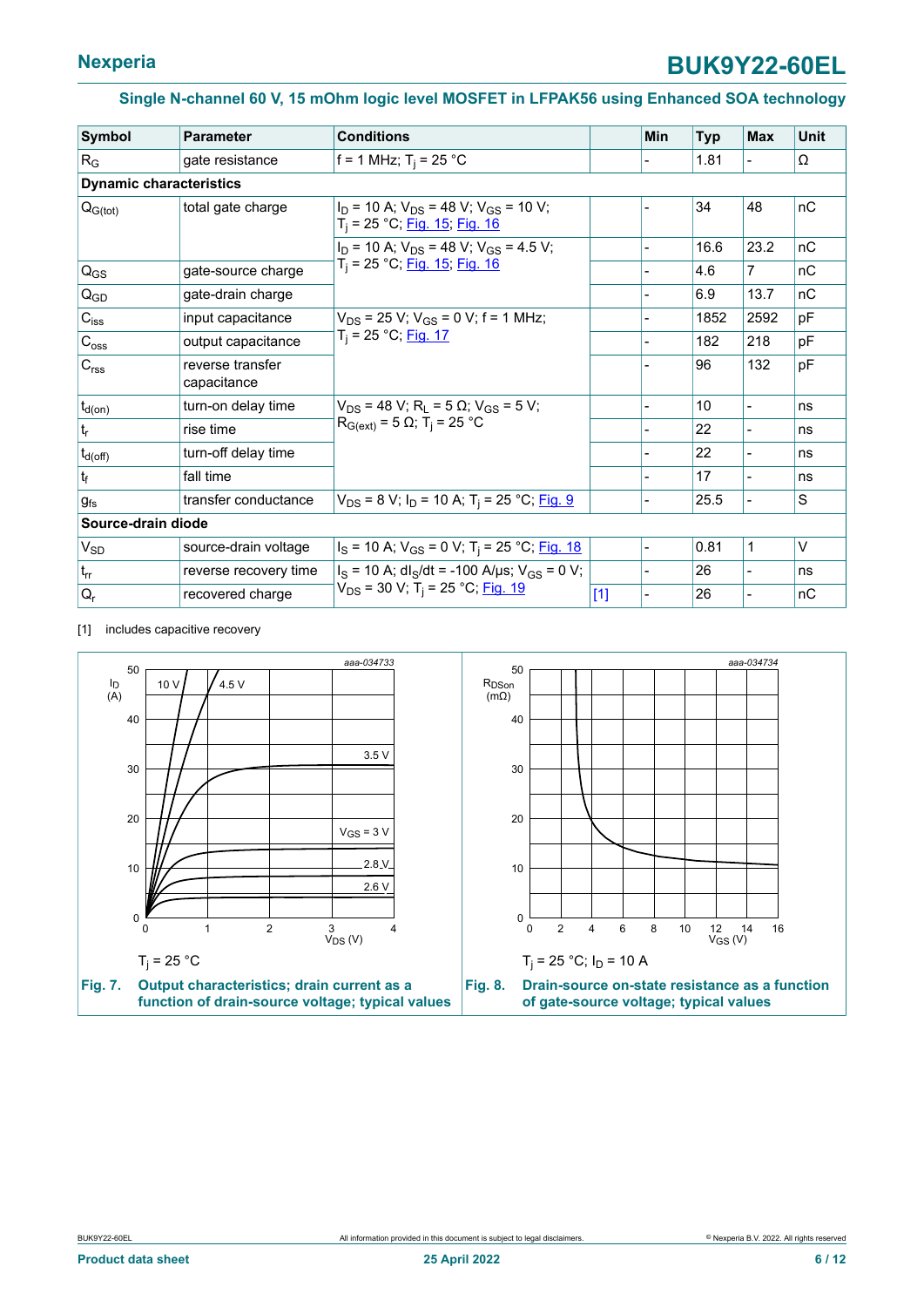| Symbol | Parameter | Conditions | | Min | Typ | Max | Unit |
|---|---|---|---|---|---|---|---|
| $R_G$ | gate resistance | f = 1 MHz; $T_j$ = 25 °C | | - | 1.81 | - | Ω |
| **Dynamic characteristics** | | | | | | | |
| $Q_{G(tot)}$ | total gate charge | $I_D$ = 10 A; $V_{DS}$ = 48 V; $V_{GS}$ = 10 V; $T_j$ = 25 °C; Fig. 15; Fig. 16 | | - | 34 | 48 | nC |
| | | $I_D$ = 10 A; $V_{DS}$ = 48 V; $V_{GS}$ = 4.5 V; $T_j$ = 25 °C; Fig. 15; Fig. 16 | | - | 16.6 | 23.2 | nC |
| $Q_{GS}$ | gate-source charge | | | - | 4.6 | 7 | nC |
| $Q_{GD}$ | gate-drain charge | | | - | 6.9 | 13.7 | nC |
| $C_{iss}$ | input capacitance | $V_{DS}$ = 25 V; $V_{GS}$ = 0 V; f = 1 MHz; $T_j$ = 25 °C; Fig. 17 | | - | 1852 | 2592 | pF |
| $C_{oss}$ | output capacitance | | | - | 182 | 218 | pF |
| $C_{rss}$ | reverse transfer capacitance | | | - | 96 | 132 | pF |
| $t_{d(on)}$ | turn-on delay time | $V_{DS}$ = 48 V; $R_L$ = 5 Ω; $V_{GS}$ = 5 V; $R_{G(ext)}$ = 5 Ω; $T_j$ = 25 °C | | - | 10 | - | ns |
| $t_r$ | rise time | | | - | 22 | - | ns |
| $t_{d(off)}$ | turn-off delay time | | | - | 22 | - | ns |
| $t_f$ | fall time | | | - | 17 | - | ns |
| $g_{fs}$ | transfer conductance | $V_{DS}$ = 8 V; $I_D$ = 10 A; $T_j$ = 25 °C; Fig. 9 | | - | 25.5 | - | S |
| **Source-drain diode** | | | | | | | |
| $V_{SD}$ | source-drain voltage | $I_S$ = 10 A; $V_{GS}$ = 0 V; $T_j$ = 25 °C; Fig. 18 | | - | 0.81 | 1 | V |
| $t_{rr}$ | reverse recovery time | $I_S$ = 10 A; $dI_S/dt$ = -100 A/µs; $V_{GS}$ = 0 V; $V_{DS}$ = 30 V; $T_j$ = 25 °C; Fig. 19 | | - | 26 | - | ns |
| $Q_r$ | recovered charge | | [1] | - | 26 | - | nC |

[1] includes capacitive recovery

$T_j$ = 25 °C

**Fig. 7. Output characteristics; drain current as a function of drain-source voltage; typical values**

$T_j$ = 25 °C; $I_D$ = 10 A

**Fig. 8. Drain-source on-state resistance as a function of gate-source voltage; typical values**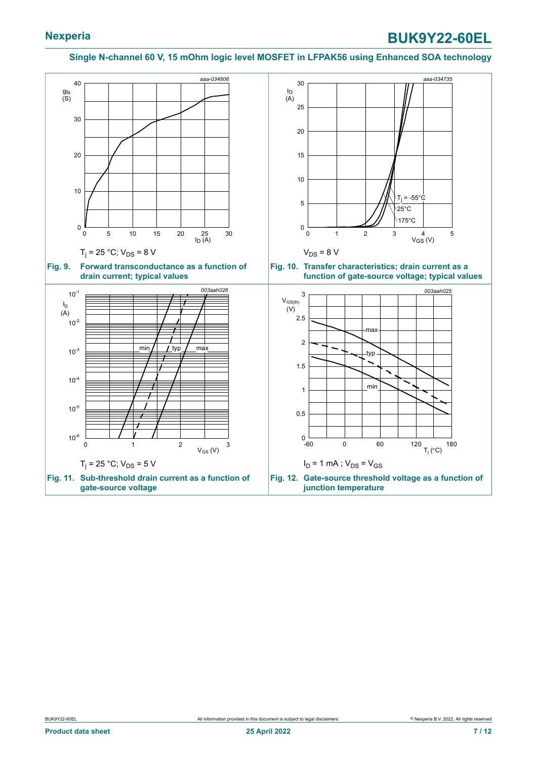Single N-channel 60 V, 15 mOhm logic level MOSFET in LFPAK56 using Enhanced SOA technology

$T_j = 25\ °C$; $V_{DS} = 8\ V$

**Fig. 9. Forward transconductance as a function of drain current; typical values**

$V_{DS} = 8\ V$

**Fig. 10. Transfer characteristics; drain current as a function of gate-source voltage; typical values**

$T_j = 25\ °C$; $V_{DS} = 5\ V$

**Fig. 11. Sub-threshold drain current as a function of gate-source voltage**

$I_D = 1\ mA$ ; $V_{DS} = V_{GS}$

**Fig. 12. Gate-source threshold voltage as a function of junction temperature**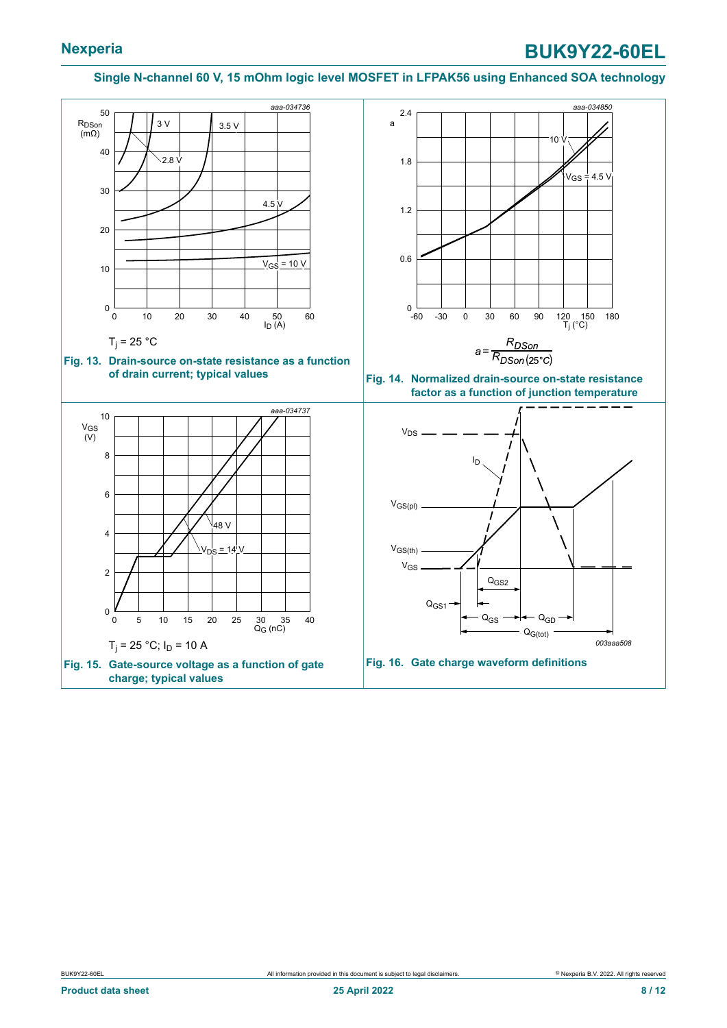## Single N-channel 60 V, 15 mOhm logic level MOSFET in LFPAK56 using Enhanced SOA technology

$T_j$ = 25 °C

**Fig. 13. Drain-source on-state resistance as a function of drain current; typical values**

$$a = \frac{R_{DSon}}{R_{DSon(25°C)}}$$

**Fig. 14. Normalized drain-source on-state resistance factor as a function of junction temperature**

$T_j$ = 25 °C; $I_D$ = 10 A

**Fig. 15. Gate-source voltage as a function of gate charge; typical values**

**Fig. 16. Gate charge waveform definitions**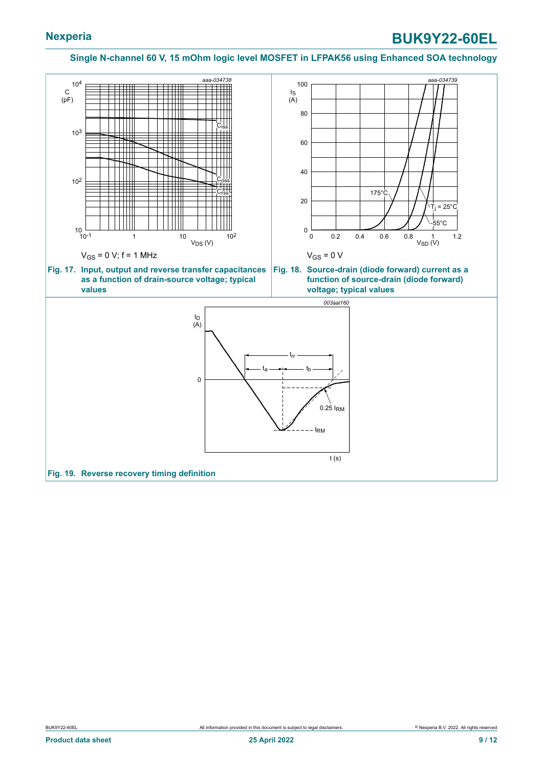aaa-034738

$V_{GS}$ = 0 V; f = 1 MHz

**Fig. 17. Input, output and reverse transfer capacitances as a function of drain-source voltage; typical values**

aaa-034739

$V_{GS}$ = 0 V

**Fig. 18. Source-drain (diode forward) current as a function of source-drain (diode forward) voltage; typical values**

003aal160

**Fig. 19. Reverse recovery timing definition**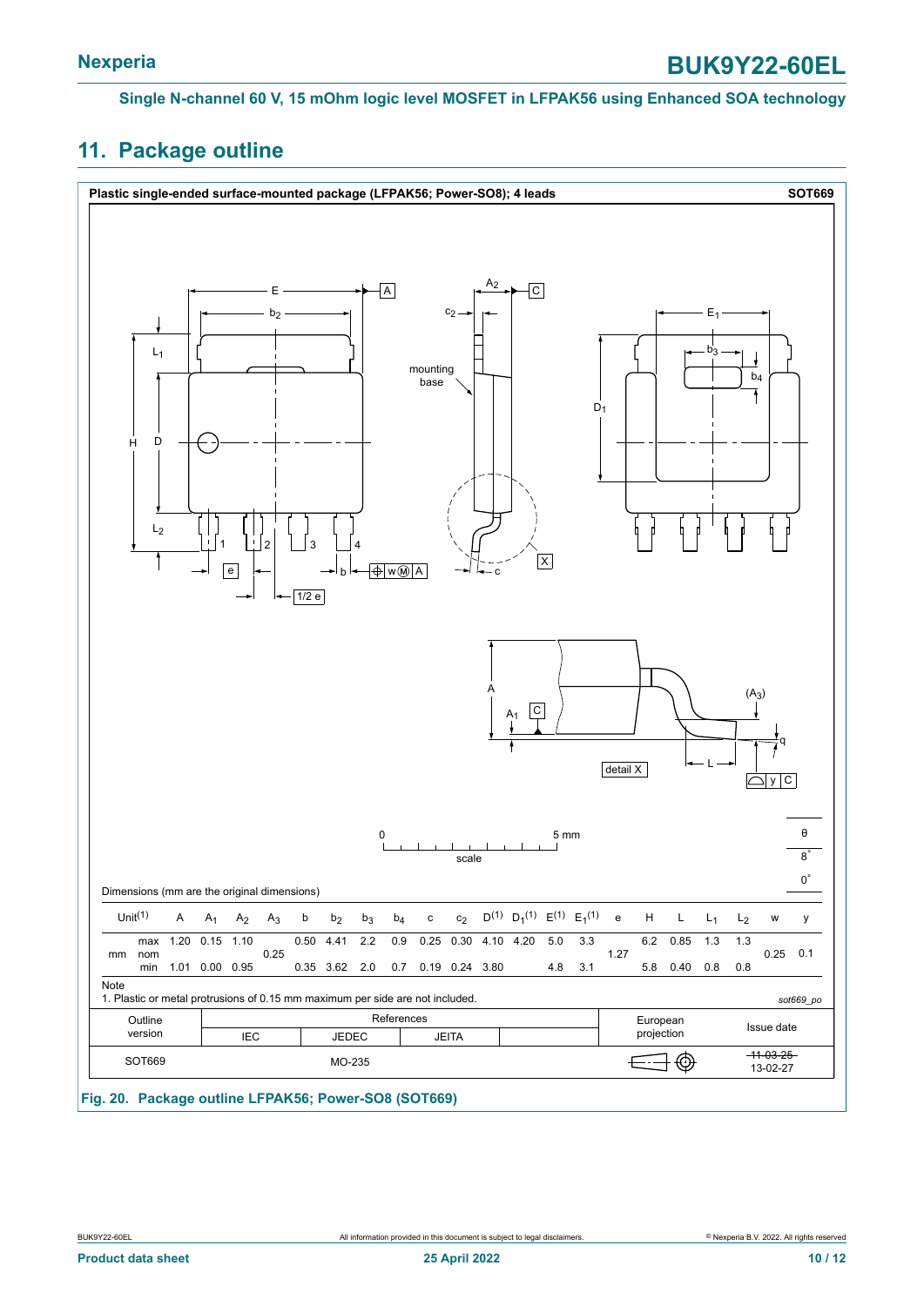## 11. Package outline

**Plastic single-ended surface-mounted package (LFPAK56; Power-SO8); 4 leads** **SOT669**

Dimensions (mm are the original dimensions)

| Unit[1] | | A | $A_1$ | $A_2$ | $A_3$ | b | $b_2$ | $b_3$ | $b_4$ | c | $c_2$ | D[1] | $D_1$[1] | E[1] | $E_1$[1] | e | H | L | $L_1$ | $L_2$ | w | y | θ |
|---|---|---|---|---|---|---|---|---|---|---|---|---|---|---|---|---|---|---|---|---|---|---|---|
| mm | max | 1.20 | 0.15 | 1.10 | | 0.50 | 4.41 | 2.2 | 0.9 | 0.25 | 0.30 | 4.10 | 4.20 | 5.0 | 3.3 | | 6.2 | 0.85 | 1.3 | 1.3 | | | 8° |
| | nom | | | | 0.25 | | | | | | | | | | | 1.27 | | | | | 0.25 | 0.1 | |
| | min | 1.01 | 0.00 | 0.95 | | 0.35 | 3.62 | 2.0 | 0.7 | 0.19 | 0.24 | 3.80 | | 4.8 | 3.1 | | 5.8 | 0.40 | 0.8 | 0.8 | | | 0° |

Note

1. Plastic or metal protrusions of 0.15 mm maximum per side are not included.

*sot669_po*

| Outline version | References IEC | References JEDEC | References JEITA | | European projection | Issue date |
|---|---|---|---|---|---|---|
| SOT669 | | MO-235 | | | | ~~11-03-25~~ 13-02-27 |

**Fig. 20. Package outline LFPAK56; Power-SO8 (SOT669)**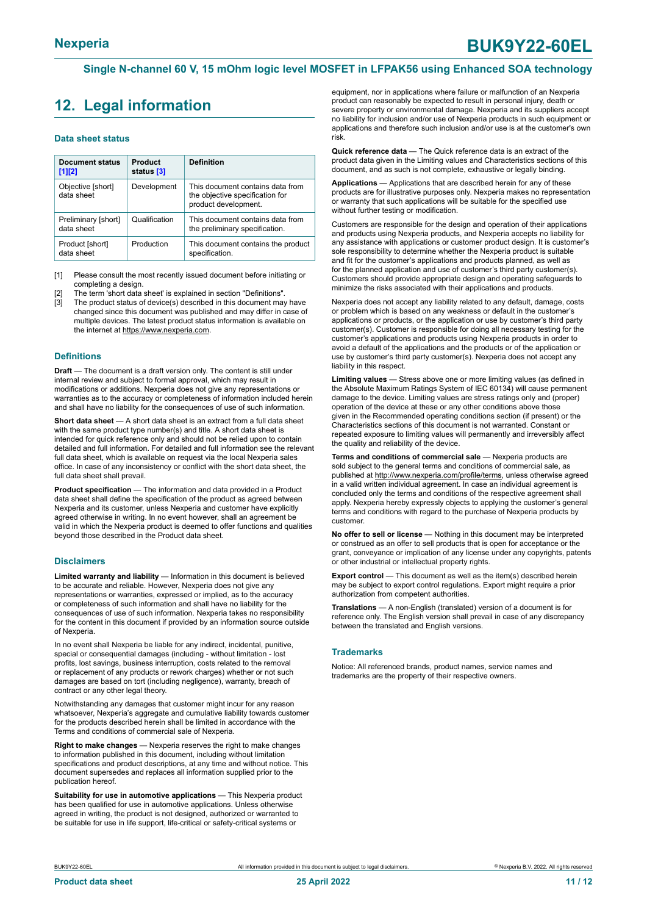## 12. Legal information

### Data sheet status

| Document status [1][2] | Product status [3] | Definition |
|---|---|---|
| Objective [short] data sheet | Development | This document contains data from the objective specification for product development. |
| Preliminary [short] data sheet | Qualification | This document contains data from the preliminary specification. |
| Product [short] data sheet | Production | This document contains the product specification. |

[1] Please consult the most recently issued document before initiating or completing a design.
[2] The term 'short data sheet' is explained in section "Definitions".
[3] The product status of device(s) described in this document may have changed since this document was published and may differ in case of multiple devices. The latest product status information is available on the internet at https://www.nexperia.com.

### Definitions

**Draft** — The document is a draft version only. The content is still under internal review and subject to formal approval, which may result in modifications or additions. Nexperia does not give any representations or warranties as to the accuracy or completeness of information included herein and shall have no liability for the consequences of use of such information.

**Short data sheet** — A short data sheet is an extract from a full data sheet with the same product type number(s) and title. A short data sheet is intended for quick reference only and should not be relied upon to contain detailed and full information. For detailed and full information see the relevant full data sheet, which is available on request via the local Nexperia sales office. In case of any inconsistency or conflict with the short data sheet, the full data sheet shall prevail.

**Product specification** — The information and data provided in a Product data sheet shall define the specification of the product as agreed between Nexperia and its customer, unless Nexperia and customer have explicitly agreed otherwise in writing. In no event however, shall an agreement be valid in which the Nexperia product is deemed to offer functions and qualities beyond those described in the Product data sheet.

### Disclaimers

**Limited warranty and liability** — Information in this document is believed to be accurate and reliable. However, Nexperia does not give any representations or warranties, expressed or implied, as to the accuracy or completeness of such information and shall have no liability for the consequences of use of such information. Nexperia takes no responsibility for the content in this document if provided by an information source outside of Nexperia.

In no event shall Nexperia be liable for any indirect, incidental, punitive, special or consequential damages (including - without limitation - lost profits, lost savings, business interruption, costs related to the removal or replacement of any products or rework charges) whether or not such damages are based on tort (including negligence), warranty, breach of contract or any other legal theory.

Notwithstanding any damages that customer might incur for any reason whatsoever, Nexperia's aggregate and cumulative liability towards customer for the products described herein shall be limited in accordance with the Terms and conditions of commercial sale of Nexperia.

**Right to make changes** — Nexperia reserves the right to make changes to information published in this document, including without limitation specifications and product descriptions, at any time and without notice. This document supersedes and replaces all information supplied prior to the publication hereof.

**Suitability for use in automotive applications** — This Nexperia product has been qualified for use in automotive applications. Unless otherwise agreed in writing, the product is not designed, authorized or warranted to be suitable for use in life support, life-critical or safety-critical systems or equipment, nor in applications where failure or malfunction of an Nexperia product can reasonably be expected to result in personal injury, death or severe property or environmental damage. Nexperia and its suppliers accept no liability for inclusion and/or use of Nexperia products in such equipment or applications and therefore such inclusion and/or use is at the customer's own risk.

**Quick reference data** — The Quick reference data is an extract of the product data given in the Limiting values and Characteristics sections of this document, and as such is not complete, exhaustive or legally binding.

**Applications** — Applications that are described herein for any of these products are for illustrative purposes only. Nexperia makes no representation or warranty that such applications will be suitable for the specified use without further testing or modification.

Customers are responsible for the design and operation of their applications and products using Nexperia products, and Nexperia accepts no liability for any assistance with applications or customer product design. It is customer's sole responsibility to determine whether the Nexperia product is suitable and fit for the customer's applications and products planned, as well as for the planned application and use of customer's third party customer(s). Customers should provide appropriate design and operating safeguards to minimize the risks associated with their applications and products.

Nexperia does not accept any liability related to any default, damage, costs or problem which is based on any weakness or default in the customer's applications or products, or the application or use by customer's third party customer(s). Customer is responsible for doing all necessary testing for the customer's applications and products using Nexperia products in order to avoid a default of the applications and the products or of the application or use by customer's third party customer(s). Nexperia does not accept any liability in this respect.

**Limiting values** — Stress above one or more limiting values (as defined in the Absolute Maximum Ratings System of IEC 60134) will cause permanent damage to the device. Limiting values are stress ratings only and (proper) operation of the device at these or any other conditions above those given in the Recommended operating conditions section (if present) or the Characteristics sections of this document is not warranted. Constant or repeated exposure to limiting values will permanently and irreversibly affect the quality and reliability of the device.

**Terms and conditions of commercial sale** — Nexperia products are sold subject to the general terms and conditions of commercial sale, as published at http://www.nexperia.com/profile/terms, unless otherwise agreed in a valid written individual agreement. In case an individual agreement is concluded only the terms and conditions of the respective agreement shall apply. Nexperia hereby expressly objects to applying the customer's general terms and conditions with regard to the purchase of Nexperia products by customer.

**No offer to sell or license** — Nothing in this document may be interpreted or construed as an offer to sell products that is open for acceptance or the grant, conveyance or implication of any license under any copyrights, patents or other industrial or intellectual property rights.

**Export control** — This document as well as the item(s) described herein may be subject to export control regulations. Export might require a prior authorization from competent authorities.

**Translations** — A non-English (translated) version of a document is for reference only. The English version shall prevail in case of any discrepancy between the translated and English versions.

### Trademarks

Notice: All referenced brands, product names, service names and trademarks are the property of their respective owners.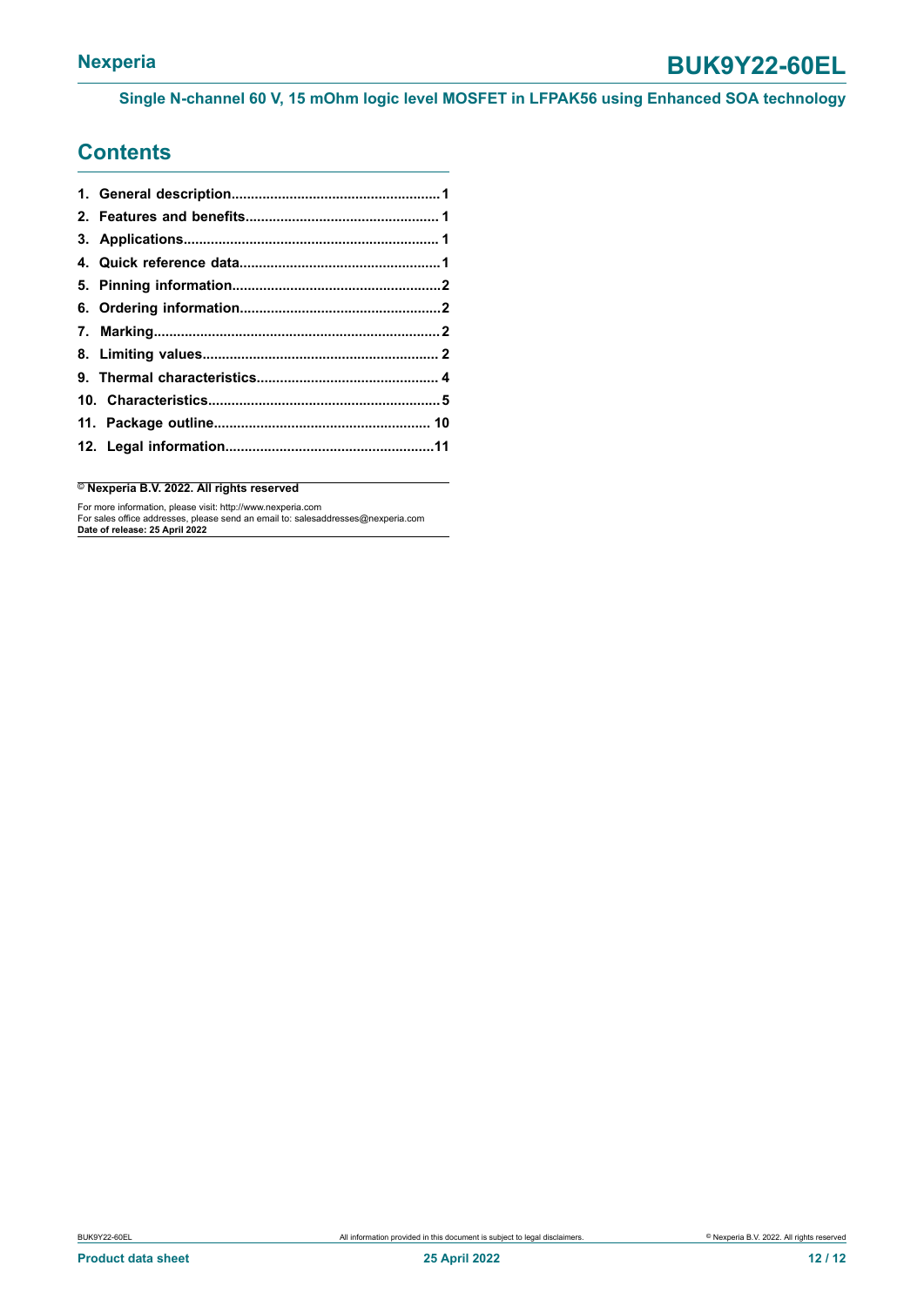## Contents

1. General description......1
2. Features and benefits......1
3. Applications......1
4. Quick reference data......1
5. Pinning information......2
6. Ordering information......2
7. Marking......2
8. Limiting values......2
9. Thermal characteristics......4
10. Characteristics......5
11. Package outline......10
12. Legal information......11

**© Nexperia B.V. 2022. All rights reserved**

For more information, please visit: http://www.nexperia.com
For sales office addresses, please send an email to: salesaddresses@nexperia.com
**Date of release: 25 April 2022**